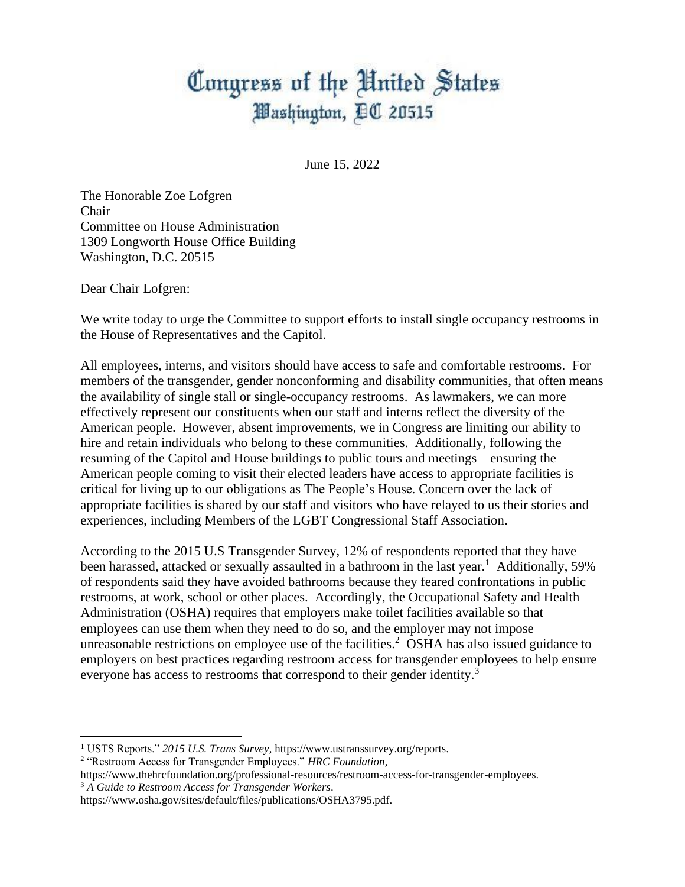# Congress of the United States
## Washington, DC 20515

June 15, 2022

The Honorable Zoe Lofgren
Chair
Committee on House Administration
1309 Longworth House Office Building
Washington, D.C. 20515

Dear Chair Lofgren:

We write today to urge the Committee to support efforts to install single occupancy restrooms in the House of Representatives and the Capitol.

All employees, interns, and visitors should have access to safe and comfortable restrooms. For members of the transgender, gender nonconforming and disability communities, that often means the availability of single stall or single-occupancy restrooms. As lawmakers, we can more effectively represent our constituents when our staff and interns reflect the diversity of the American people. However, absent improvements, we in Congress are limiting our ability to hire and retain individuals who belong to these communities. Additionally, following the resuming of the Capitol and House buildings to public tours and meetings – ensuring the American people coming to visit their elected leaders have access to appropriate facilities is critical for living up to our obligations as The People's House. Concern over the lack of appropriate facilities is shared by our staff and visitors who have relayed to us their stories and experiences, including Members of the LGBT Congressional Staff Association.

According to the 2015 U.S Transgender Survey, 12% of respondents reported that they have been harassed, attacked or sexually assaulted in a bathroom in the last year.[1] Additionally, 59% of respondents said they have avoided bathrooms because they feared confrontations in public restrooms, at work, school or other places. Accordingly, the Occupational Safety and Health Administration (OSHA) requires that employers make toilet facilities available so that employees can use them when they need to do so, and the employer may not impose unreasonable restrictions on employee use of the facilities.[2] OSHA has also issued guidance to employers on best practices regarding restroom access for transgender employees to help ensure everyone has access to restrooms that correspond to their gender identity.[3]

---

[1] USTS Reports." *2015 U.S. Trans Survey*, https://www.ustranssurvey.org/reports.

[2] "Restroom Access for Transgender Employees." *HRC Foundation*, https://www.thehrcfoundation.org/professional-resources/restroom-access-for-transgender-employees.

[3] *A Guide to Restroom Access for Transgender Workers*. https://www.osha.gov/sites/default/files/publications/OSHA3795.pdf.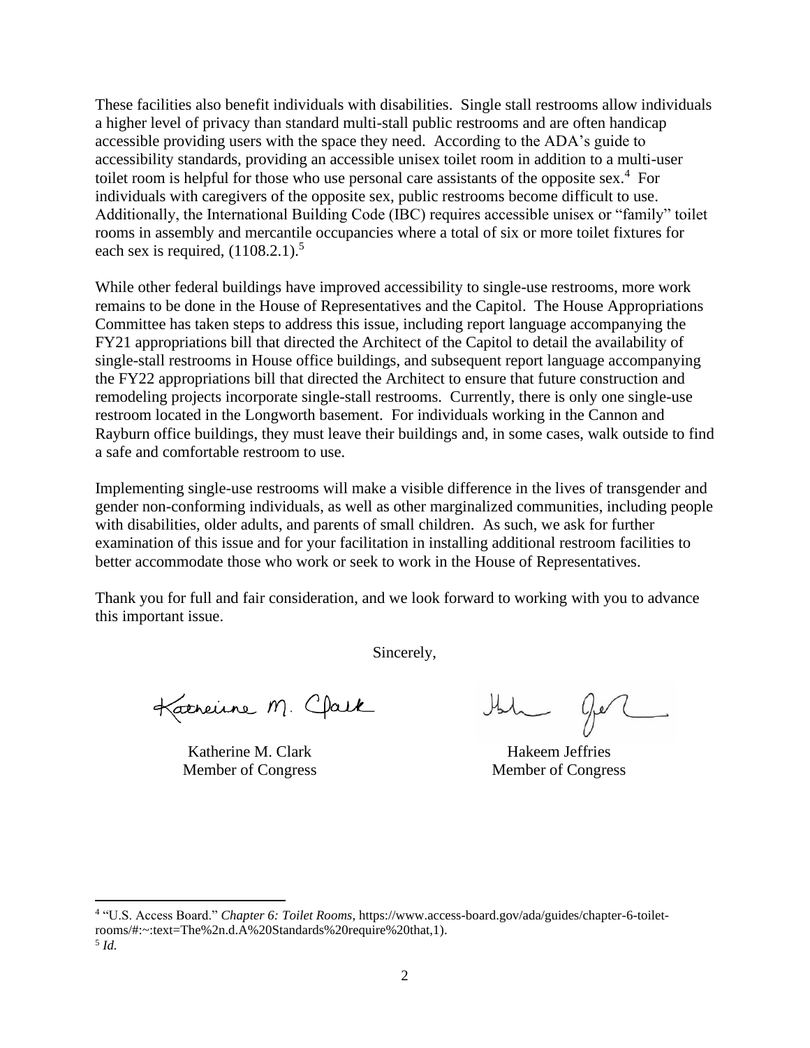These facilities also benefit individuals with disabilities. Single stall restrooms allow individuals a higher level of privacy than standard multi-stall public restrooms and are often handicap accessible providing users with the space they need. According to the ADA's guide to accessibility standards, providing an accessible unisex toilet room in addition to a multi-user toilet room is helpful for those who use personal care assistants of the opposite sex.[4] For individuals with caregivers of the opposite sex, public restrooms become difficult to use. Additionally, the International Building Code (IBC) requires accessible unisex or "family" toilet rooms in assembly and mercantile occupancies where a total of six or more toilet fixtures for each sex is required, (1108.2.1).[5]

While other federal buildings have improved accessibility to single-use restrooms, more work remains to be done in the House of Representatives and the Capitol. The House Appropriations Committee has taken steps to address this issue, including report language accompanying the FY21 appropriations bill that directed the Architect of the Capitol to detail the availability of single-stall restrooms in House office buildings, and subsequent report language accompanying the FY22 appropriations bill that directed the Architect to ensure that future construction and remodeling projects incorporate single-stall restrooms. Currently, there is only one single-use restroom located in the Longworth basement. For individuals working in the Cannon and Rayburn office buildings, they must leave their buildings and, in some cases, walk outside to find a safe and comfortable restroom to use.

Implementing single-use restrooms will make a visible difference in the lives of transgender and gender non-conforming individuals, as well as other marginalized communities, including people with disabilities, older adults, and parents of small children. As such, we ask for further examination of this issue and for your facilitation in installing additional restroom facilities to better accommodate those who work or seek to work in the House of Representatives.

Thank you for full and fair consideration, and we look forward to working with you to advance this important issue.

Sincerely,

Katherine M. Clark
Member of Congress

Hakeem Jeffries
Member of Congress

---

[4] "U.S. Access Board." *Chapter 6: Toilet Rooms*, https://www.access-board.gov/ada/guides/chapter-6-toilet-rooms/#:~:text=The%2n.d.A%20Standards%20require%20that,1).

[5] *Id.*